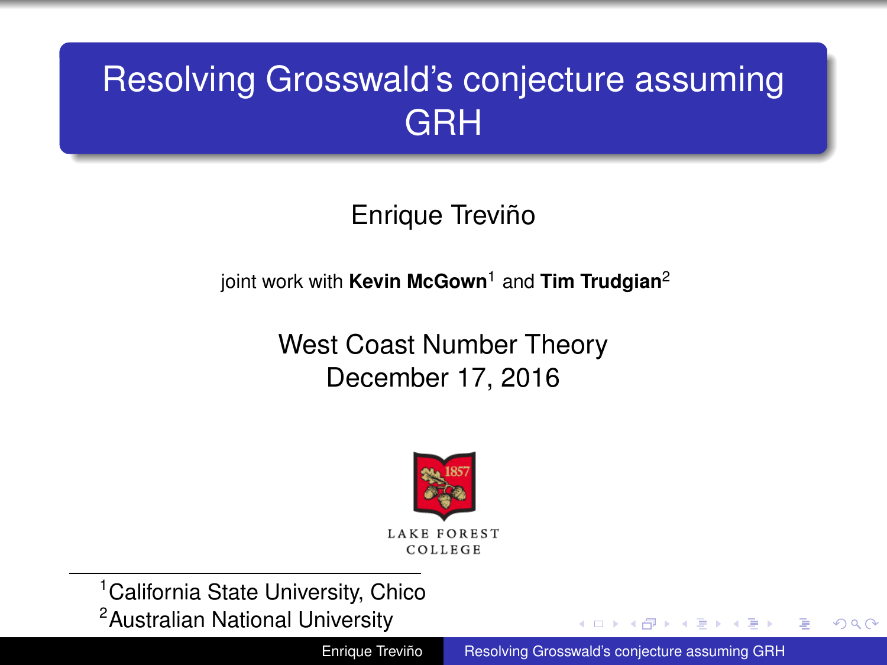# Resolving Grosswald's conjecture assuming GRH

Enrique Treviño

joint work with **Kevin McGown**[1] and **Tim Trudgian**[2]

West Coast Number Theory
December 17, 2016

LAKE FOREST COLLEGE

[1]California State University, Chico
[2]Australian National University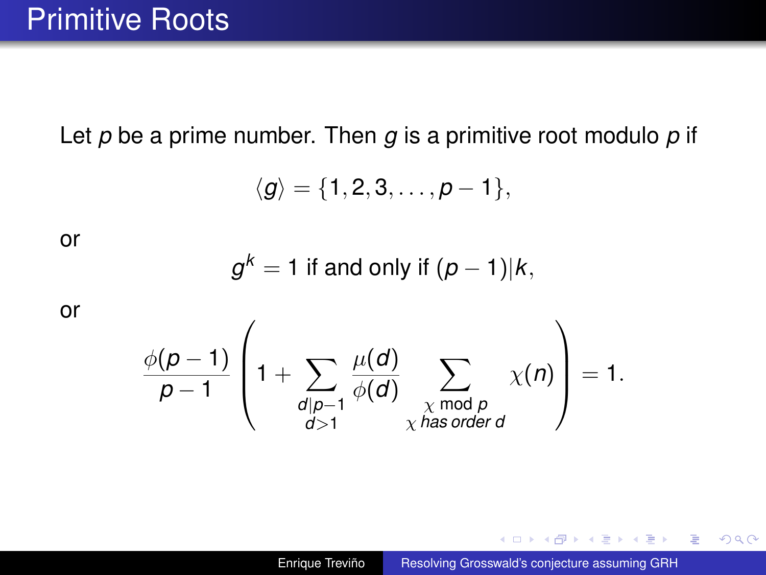# Primitive Roots

Let $p$ be a prime number. Then $g$ is a primitive root modulo $p$ if

$$\langle g \rangle = \{1, 2, 3, \ldots, p-1\},$$

or

$$g^k = 1 \text{ if and only if } (p-1)|k,$$

or

$$\frac{\phi(p-1)}{p-1}\left(1 + \sum_{\substack{d|p-1 \\ d>1}} \frac{\mu(d)}{\phi(d)} \sum_{\substack{\chi \bmod p \\ \chi \text{ has order } d}} \chi(n)\right) = 1.$$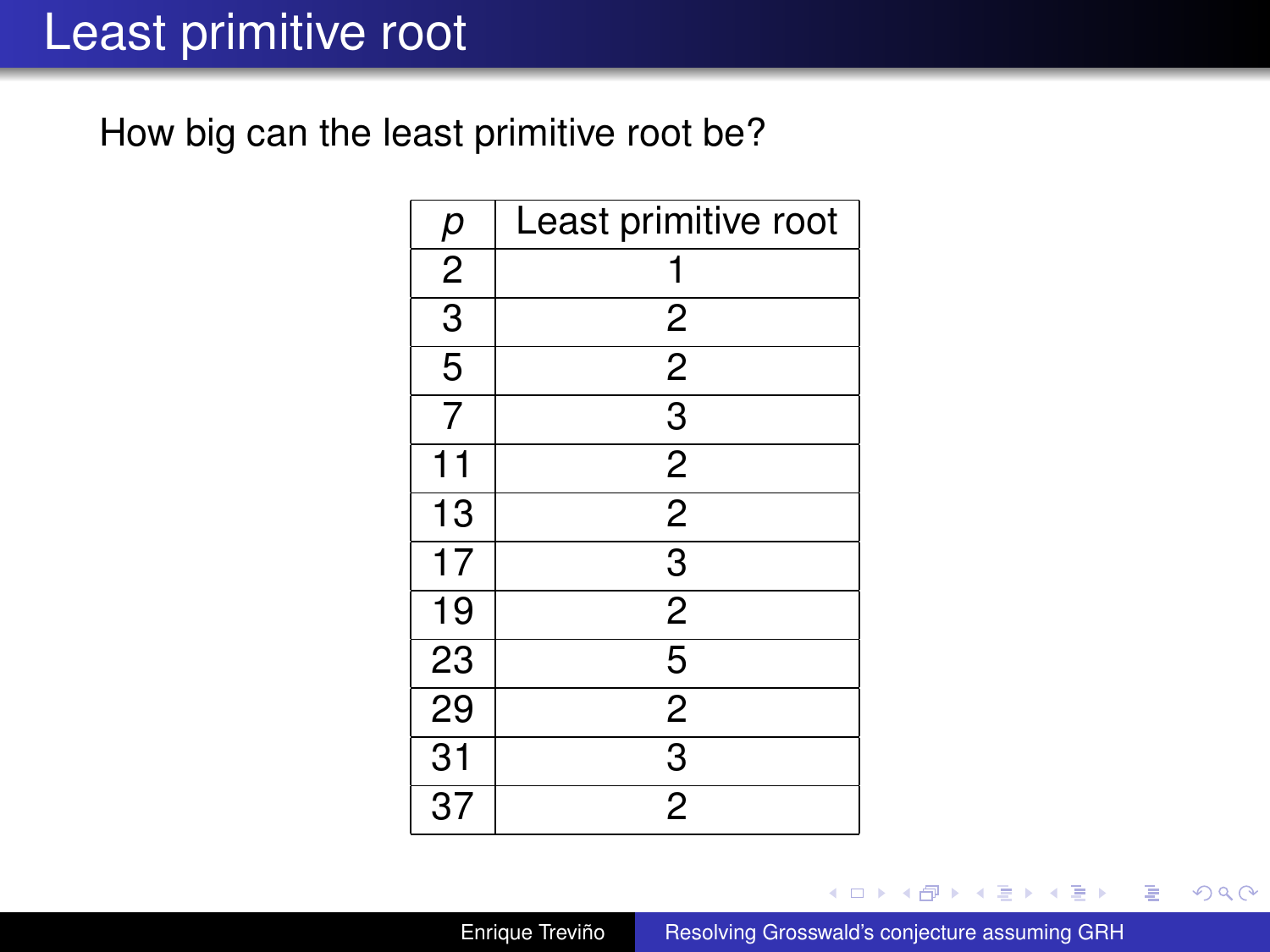# Least primitive root

How big can the least primitive root be?

| $p$ | Least primitive root |
|---|---|
| 2 | 1 |
| 3 | 2 |
| 5 | 2 |
| 7 | 3 |
| 11 | 2 |
| 13 | 2 |
| 17 | 3 |
| 19 | 2 |
| 23 | 5 |
| 29 | 2 |
| 31 | 3 |
| 37 | 2 |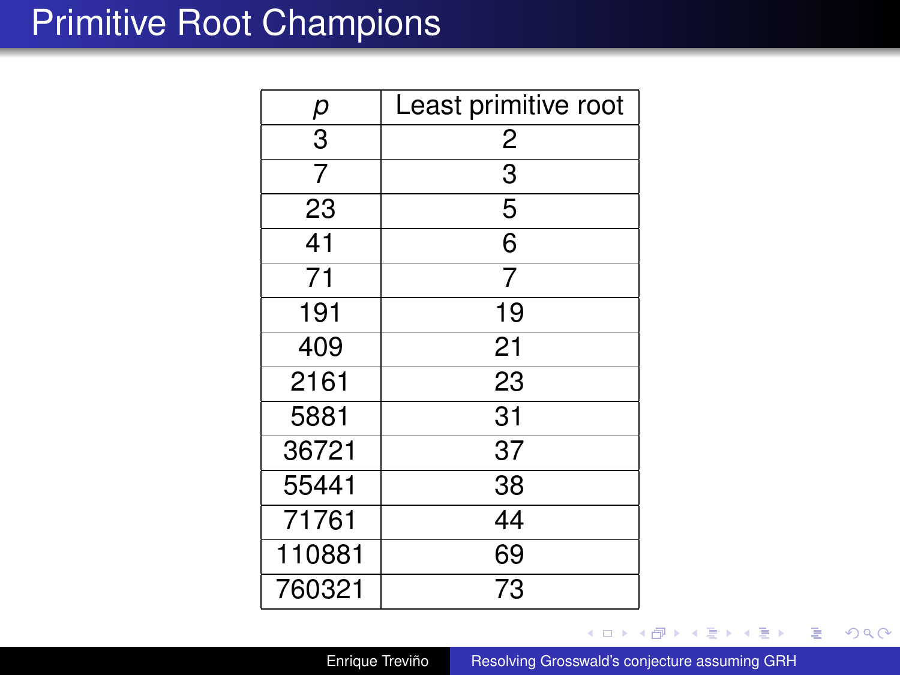# Primitive Root Champions

| $p$ | Least primitive root |
|---|---|
| 3 | 2 |
| 7 | 3 |
| 23 | 5 |
| 41 | 6 |
| 71 | 7 |
| 191 | 19 |
| 409 | 21 |
| 2161 | 23 |
| 5881 | 31 |
| 36721 | 37 |
| 55441 | 38 |
| 71761 | 44 |
| 110881 | 69 |
| 760321 | 73 |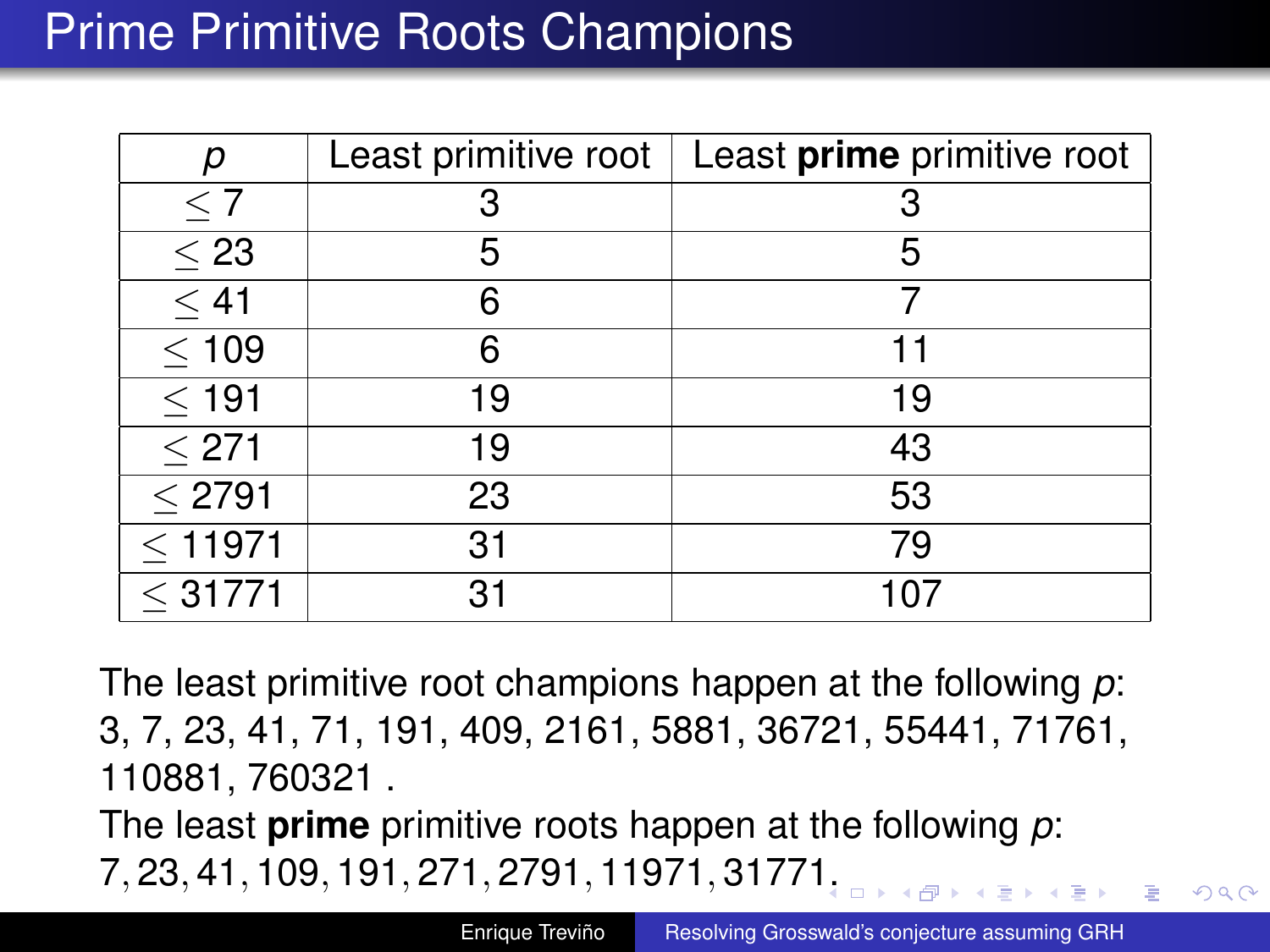# Prime Primitive Roots Champions

| $p$ | Least primitive root | Least **prime** primitive root |
|---|---|---|
| $\leq 7$ | 3 | 3 |
| $\leq 23$ | 5 | 5 |
| $\leq 41$ | 6 | 7 |
| $\leq 109$ | 6 | 11 |
| $\leq 191$ | 19 | 19 |
| $\leq 271$ | 19 | 43 |
| $\leq 2791$ | 23 | 53 |
| $\leq 11971$ | 31 | 79 |
| $\leq 31771$ | 31 | 107 |

The least primitive root champions happen at the following $p$: 3, 7, 23, 41, 71, 191, 409, 2161, 5881, 36721, 55441, 71761, 110881, 760321 .

The least **prime** primitive roots happen at the following $p$: $7, 23, 41, 109, 191, 271, 2791, 11971, 31771$.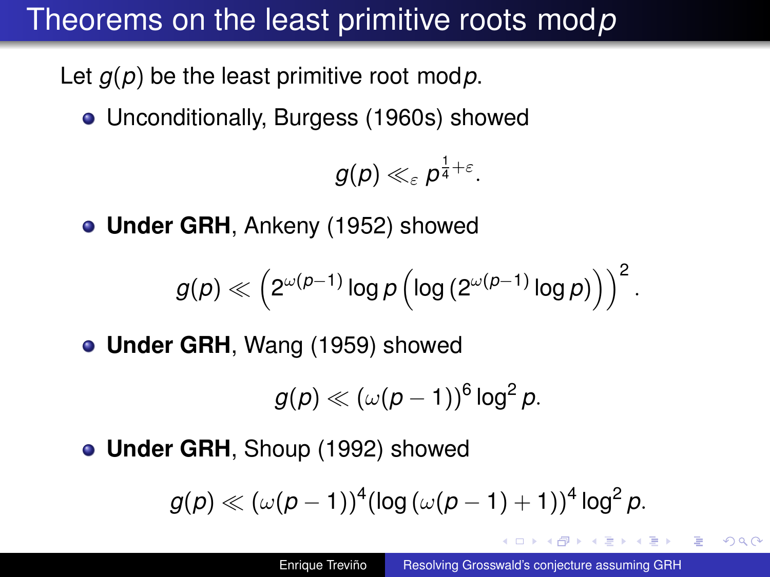# Theorems on the least primitive roots mod $p$

Let $g(p)$ be the least primitive root mod $p$.

- Unconditionally, Burgess (1960s) showed

$$g(p) \ll_{\varepsilon} p^{\frac{1}{4}+\varepsilon}.$$

- **Under GRH**, Ankeny (1952) showed

$$g(p) \ll \left(2^{\omega(p-1)} \log p \left(\log\left(2^{\omega(p-1)} \log p\right)\right)\right)^2.$$

- **Under GRH**, Wang (1959) showed

$$g(p) \ll (\omega(p-1))^6 \log^2 p.$$

- **Under GRH**, Shoup (1992) showed

$$g(p) \ll (\omega(p-1))^4 (\log(\omega(p-1)+1))^4 \log^2 p.$$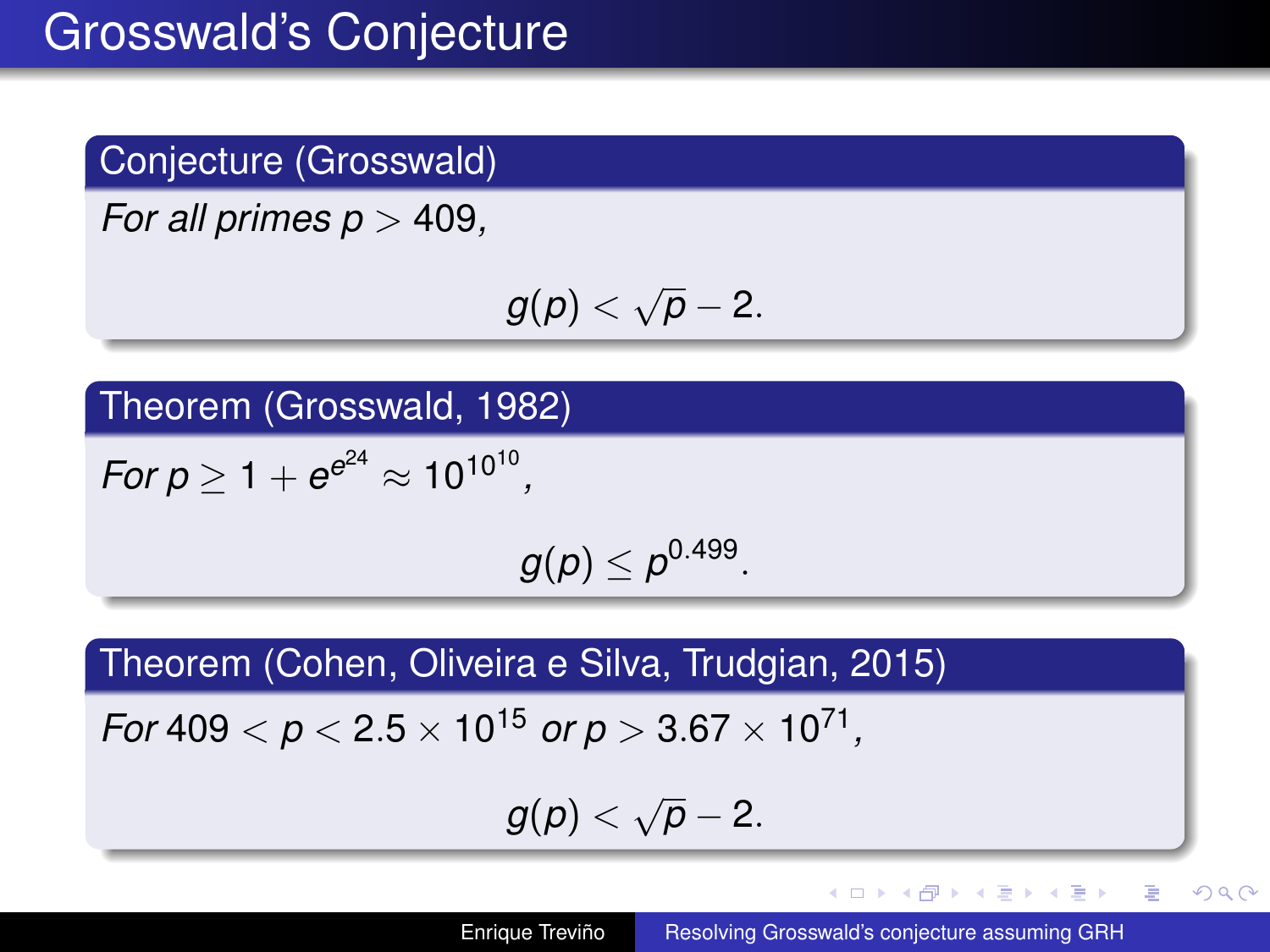# Grosswald's Conjecture

**Conjecture (Grosswald)**

*For all primes $p > 409$,*

$$g(p) < \sqrt{p} - 2.$$

**Theorem (Grosswald, 1982)**

*For $p \geq 1 + e^{e^{24}} \approx 10^{10^{10}}$,*

$$g(p) \leq p^{0.499}.$$

**Theorem (Cohen, Oliveira e Silva, Trudgian, 2015)**

*For $409 < p < 2.5 \times 10^{15}$ or $p > 3.67 \times 10^{71}$,*

$$g(p) < \sqrt{p} - 2.$$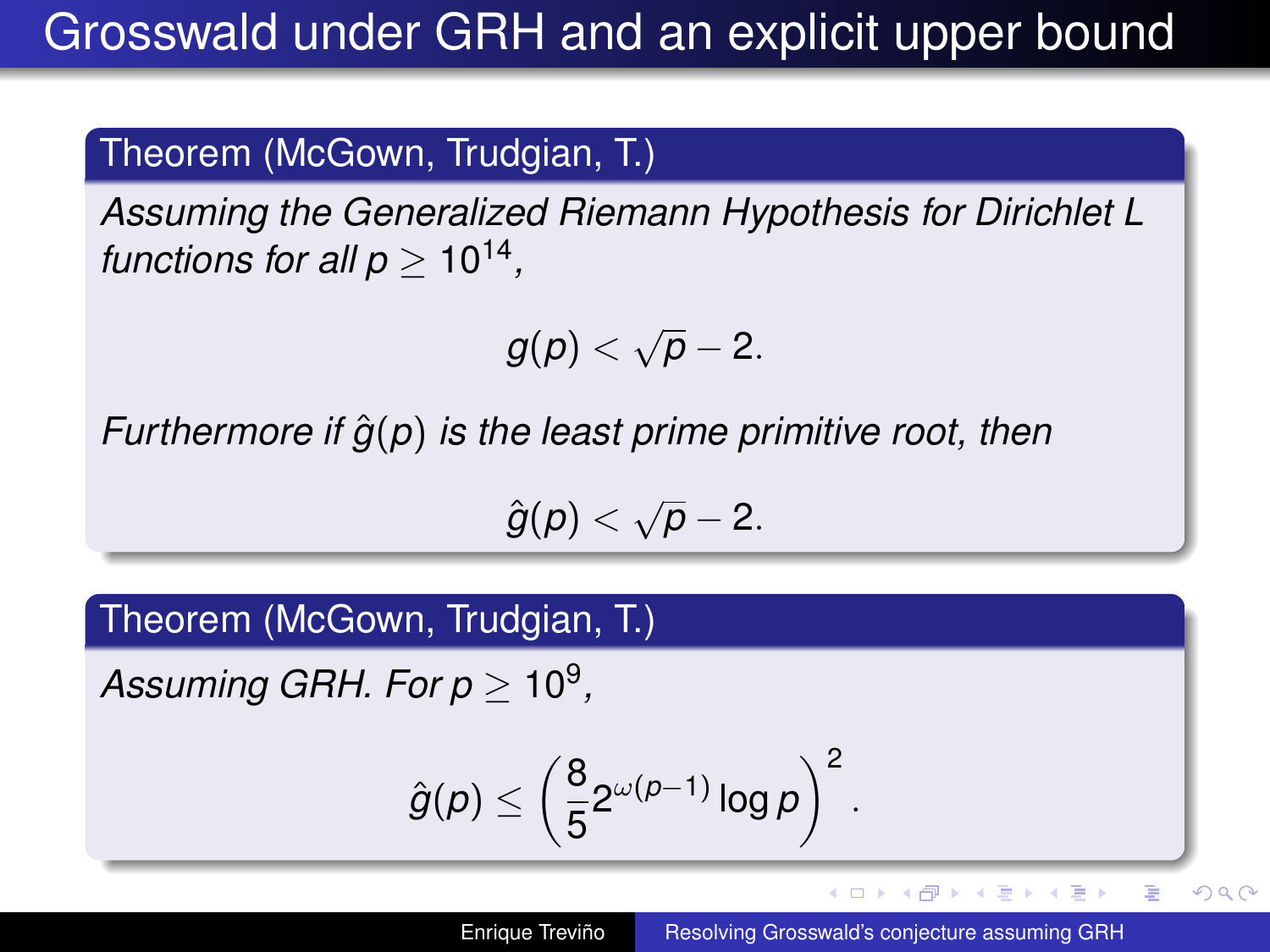# Grosswald under GRH and an explicit upper bound

**Theorem (McGown, Trudgian, T.)**

*Assuming the Generalized Riemann Hypothesis for Dirichlet L functions for all $p \geq 10^{14}$,*

$$g(p) < \sqrt{p} - 2.$$

*Furthermore if $\hat{g}(p)$ is the least prime primitive root, then*

$$\hat{g}(p) < \sqrt{p} - 2.$$

**Theorem (McGown, Trudgian, T.)**

*Assuming GRH. For $p \geq 10^9$,*

$$\hat{g}(p) \leq \left( \frac{8}{5} 2^{\omega(p-1)} \log p \right)^2.$$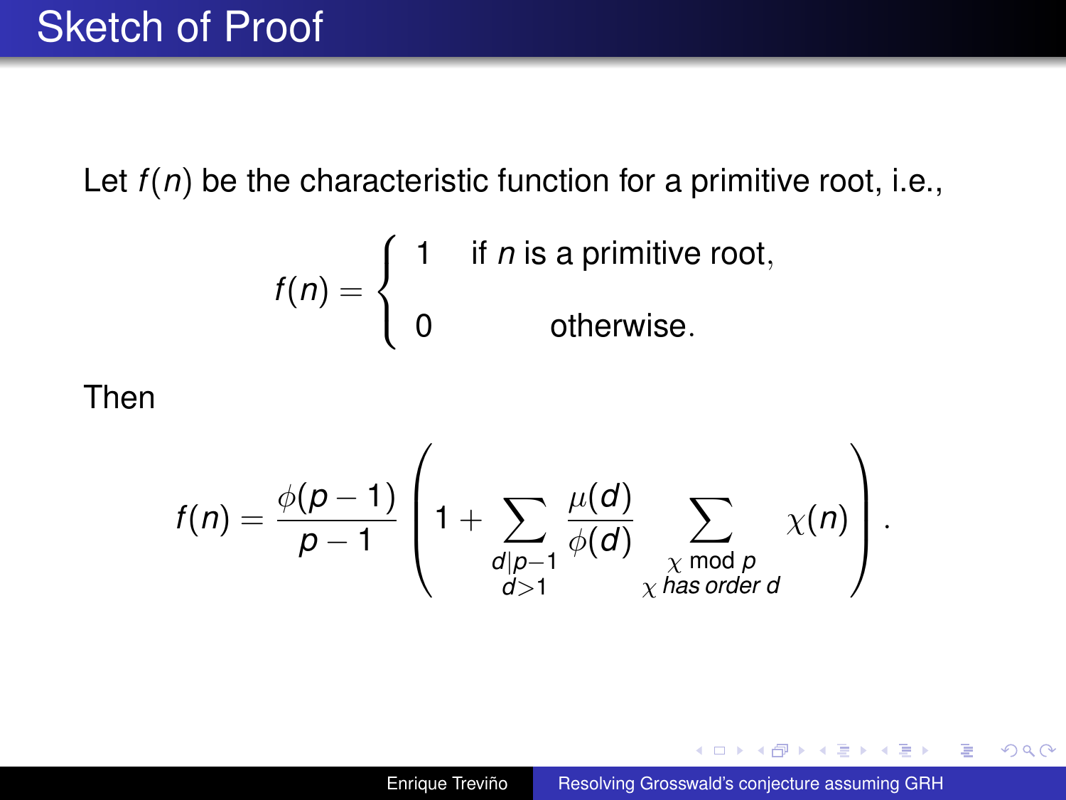# Sketch of Proof

Let $f(n)$ be the characteristic function for a primitive root, i.e.,

$$f(n) = \begin{cases} 1 & \text{if } n \text{ is a primitive root,} \\ 0 & \text{otherwise.} \end{cases}$$

Then

$$f(n) = \frac{\phi(p-1)}{p-1}\left(1 + \sum_{\substack{d \mid p-1 \\ d>1}} \frac{\mu(d)}{\phi(d)} \sum_{\substack{\chi \bmod p \\ \chi \text{ has order } d}} \chi(n)\right).$$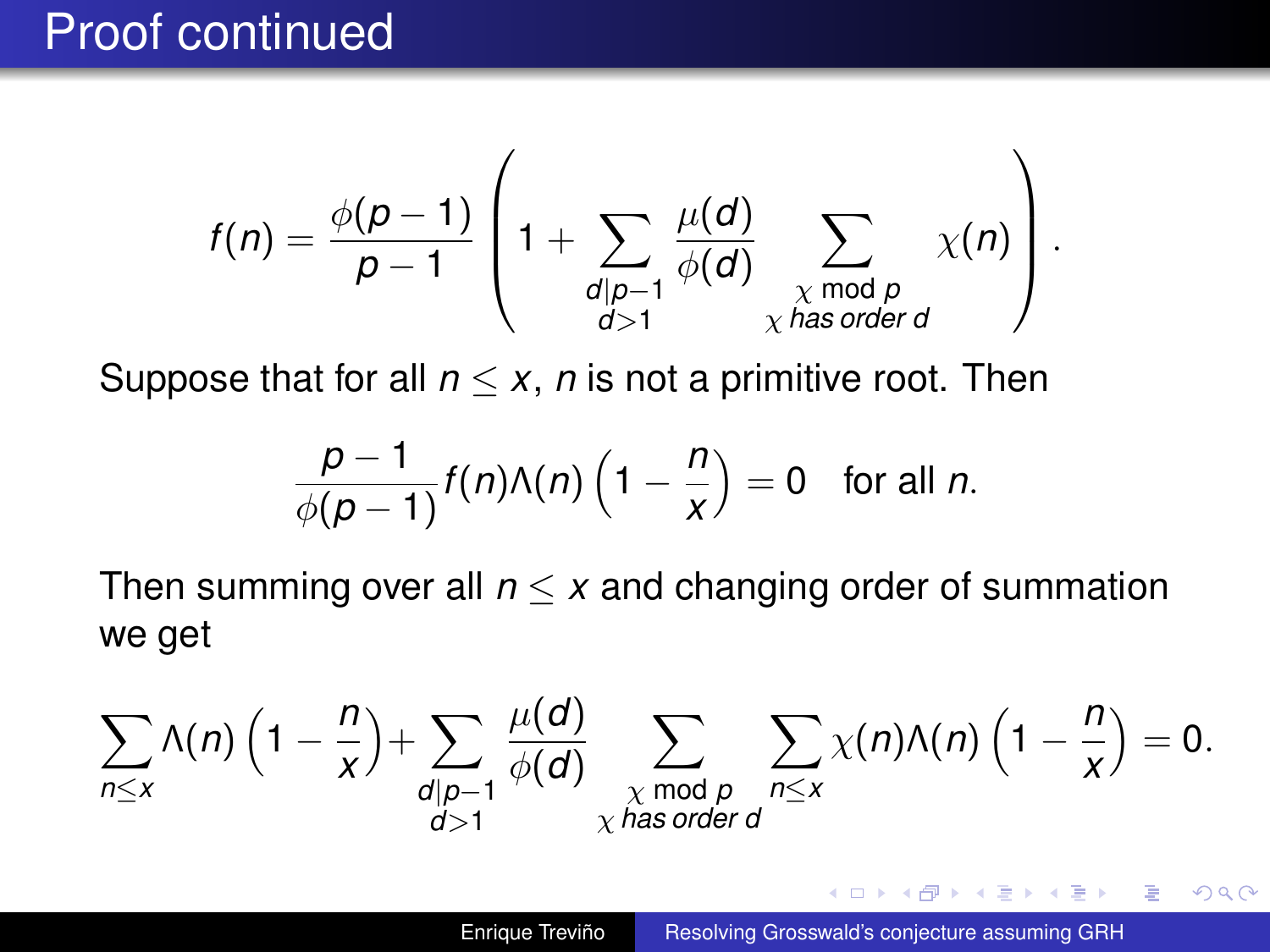# Proof continued

$$f(n) = \frac{\phi(p-1)}{p-1}\left(1 + \sum_{\substack{d \mid p-1 \\ d>1}} \frac{\mu(d)}{\phi(d)} \sum_{\substack{\chi \bmod p \\ \chi \text{ has order } d}} \chi(n)\right).$$

Suppose that for all $n \leq x$, $n$ is not a primitive root. Then

$$\frac{p-1}{\phi(p-1)} f(n)\Lambda(n)\left(1 - \frac{n}{x}\right) = 0 \quad \text{for all } n.$$

Then summing over all $n \leq x$ and changing order of summation we get

$$\sum_{n \leq x} \Lambda(n)\left(1 - \frac{n}{x}\right) + \sum_{\substack{d \mid p-1 \\ d>1}} \frac{\mu(d)}{\phi(d)} \sum_{\substack{\chi \bmod p \\ \chi \text{ has order } d}} \sum_{n \leq x} \chi(n)\Lambda(n)\left(1 - \frac{n}{x}\right) = 0.$$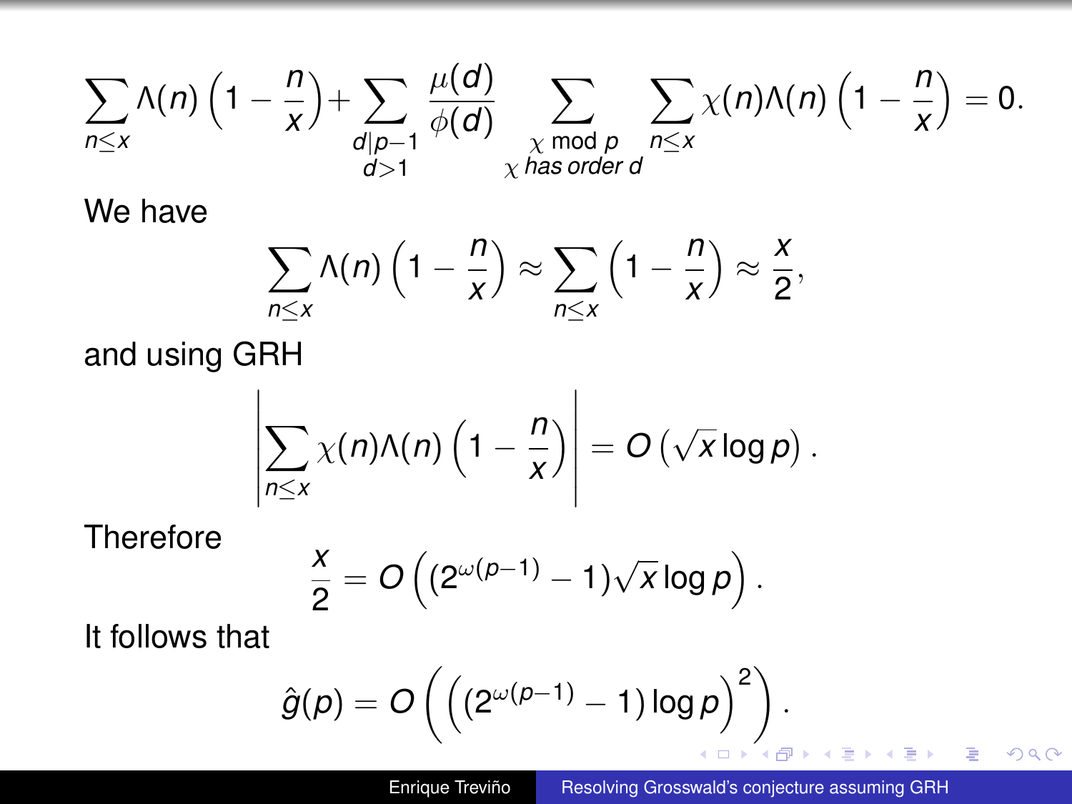$$\sum_{n\leq x} \Lambda(n)\left(1-\frac{n}{x}\right) + \sum_{\substack{d\mid p-1 \\ d>1}} \frac{\mu(d)}{\phi(d)} \sum_{\substack{\chi \bmod p \\ \chi \text{ has order } d}} \sum_{n\leq x} \chi(n)\Lambda(n)\left(1-\frac{n}{x}\right) = 0.$$

We have

$$\sum_{n\leq x} \Lambda(n)\left(1-\frac{n}{x}\right) \approx \sum_{n\leq x}\left(1-\frac{n}{x}\right) \approx \frac{x}{2},$$

and using GRH

$$\left|\sum_{n\leq x} \chi(n)\Lambda(n)\left(1-\frac{n}{x}\right)\right| = O\left(\sqrt{x}\log p\right).$$

Therefore

$$\frac{x}{2} = O\left((2^{\omega(p-1)}-1)\sqrt{x}\log p\right).$$

It follows that

$$\hat{g}(p) = O\left(\left((2^{\omega(p-1)}-1)\log p\right)^2\right).$$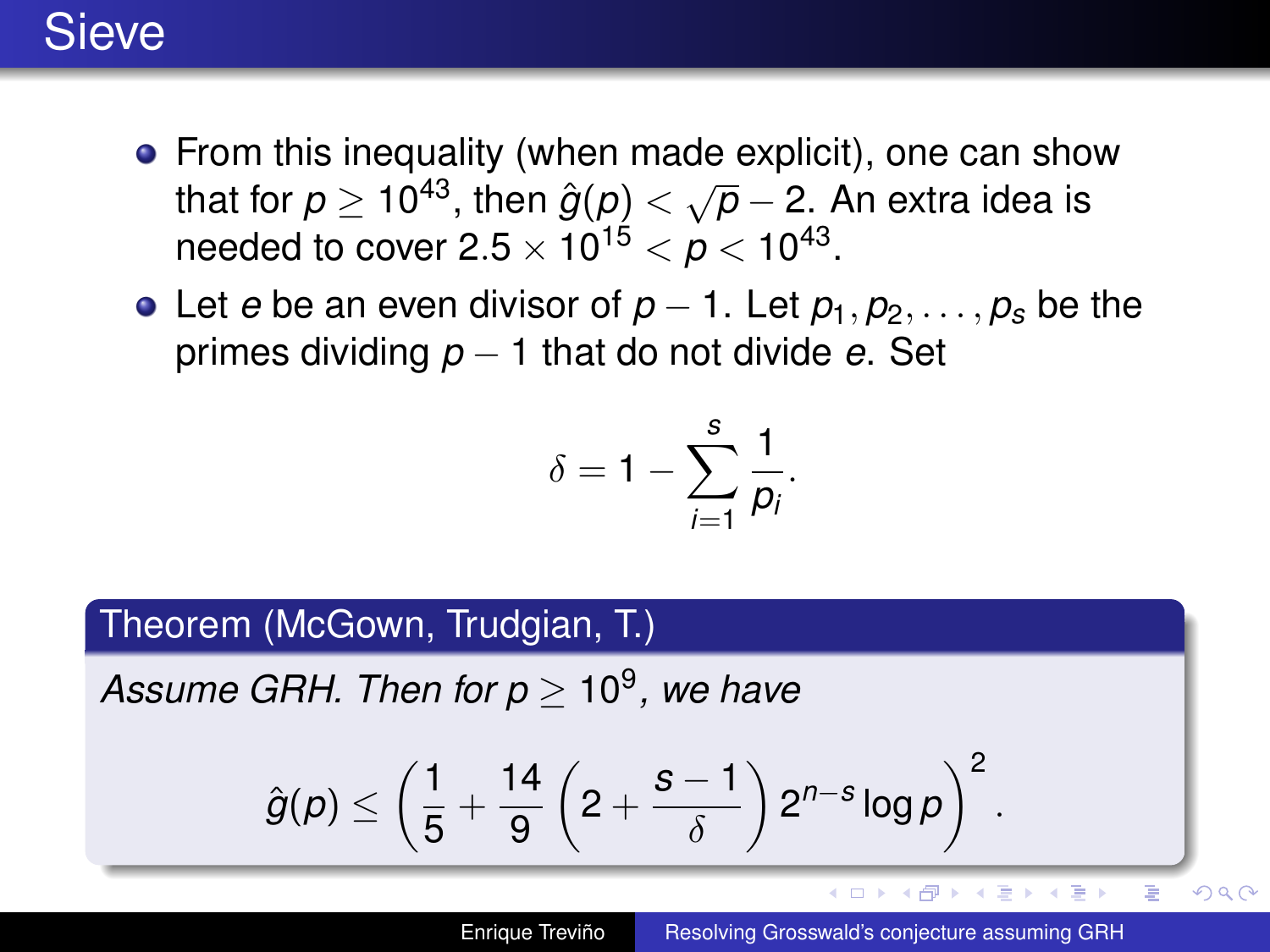# Sieve

- From this inequality (when made explicit), one can show that for $p \geq 10^{43}$, then $\hat{g}(p) < \sqrt{p} - 2$. An extra idea is needed to cover $2.5 \times 10^{15} < p < 10^{43}$.
- Let $e$ be an even divisor of $p - 1$. Let $p_1, p_2, \ldots, p_s$ be the primes dividing $p - 1$ that do not divide $e$. Set

$$\delta = 1 - \sum_{i=1}^{s} \frac{1}{p_i}.$$

**Theorem (McGown, Trudgian, T.)**

*Assume GRH. Then for $p \geq 10^9$, we have*

$$\hat{g}(p) \leq \left( \frac{1}{5} + \frac{14}{9} \left( 2 + \frac{s-1}{\delta} \right) 2^{n-s} \log p \right)^2.$$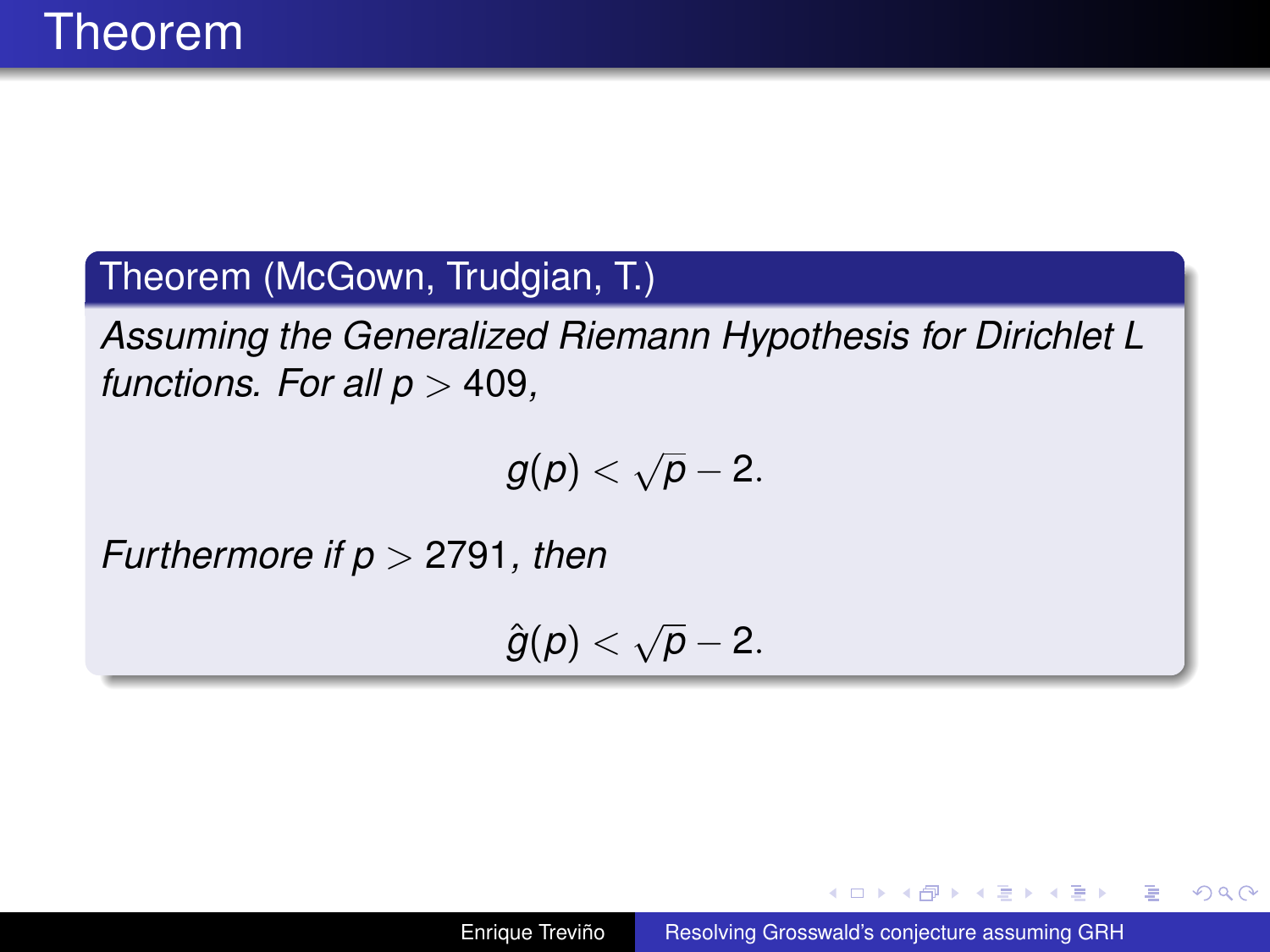# Theorem

**Theorem (McGown, Trudgian, T.)**

*Assuming the Generalized Riemann Hypothesis for Dirichlet L functions. For all $p > 409$,*

$$g(p) < \sqrt{p} - 2.$$

*Furthermore if $p > 2791$, then*

$$\hat{g}(p) < \sqrt{p} - 2.$$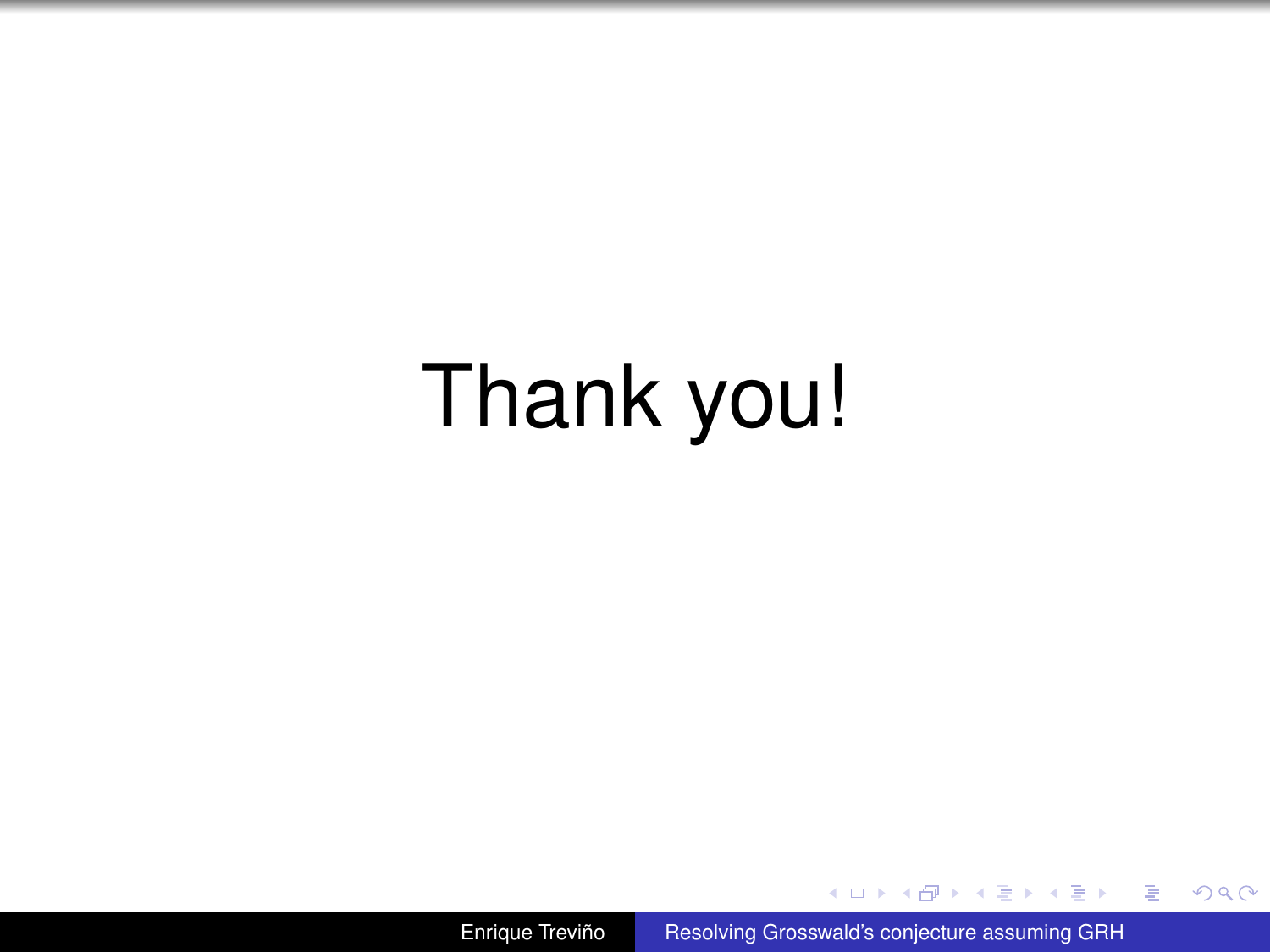# Thank you!